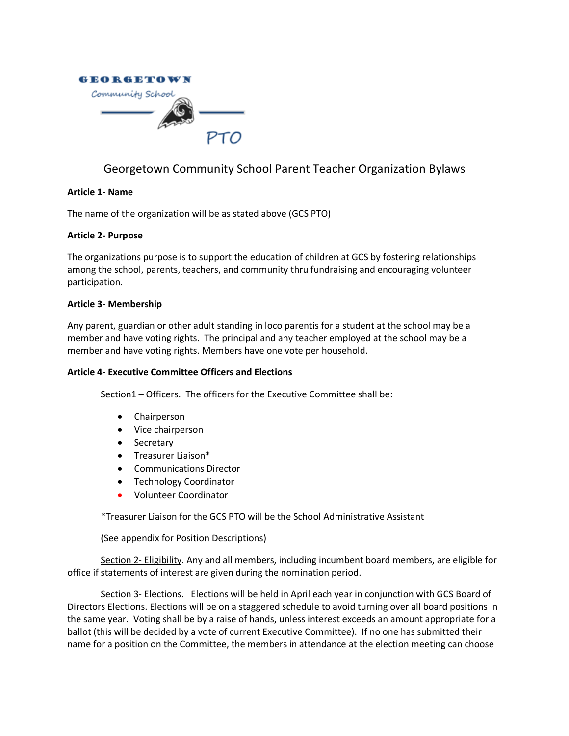GEORGETOWN Community School PTO

# Georgetown Community School Parent Teacher Organization Bylaws

**Article 1- Name**

The name of the organization will be as stated above (GCS PTO)

**Article 2- Purpose**

The organizations purpose is to support the education of children at GCS by fostering relationships among the school, parents, teachers, and community thru fundraising and encouraging volunteer participation.

**Article 3- Membership**

Any parent, guardian or other adult standing in loco parentis for a student at the school may be a member and have voting rights. The principal and any teacher employed at the school may be a member and have voting rights. Members have one vote per household.

**Article 4- Executive Committee Officers and Elections**

Section1 – Officers. The officers for the Executive Committee shall be:

- Chairperson
- Vice chairperson
- Secretary
- Treasurer Liaison*
- Communications Director
- Technology Coordinator
- Volunteer Coordinator

*Treasurer Liaison for the GCS PTO will be the School Administrative Assistant

(See appendix for Position Descriptions)

Section 2- Eligibility. Any and all members, including incumbent board members, are eligible for office if statements of interest are given during the nomination period.

Section 3- Elections. Elections will be held in April each year in conjunction with GCS Board of Directors Elections. Elections will be on a staggered schedule to avoid turning over all board positions in the same year. Voting shall be by a raise of hands, unless interest exceeds an amount appropriate for a ballot (this will be decided by a vote of current Executive Committee). If no one has submitted their name for a position on the Committee, the members in attendance at the election meeting can choose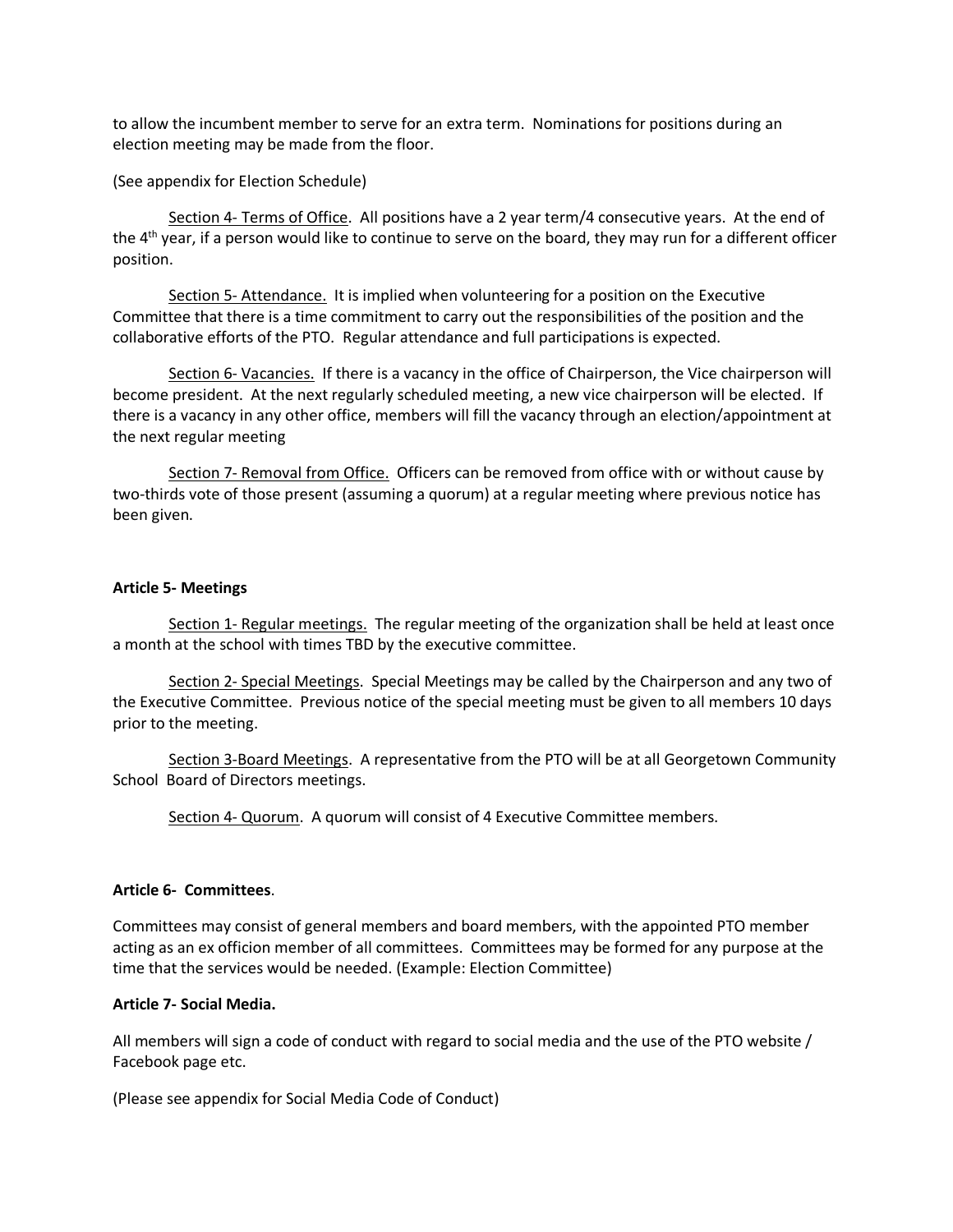to allow the incumbent member to serve for an extra term. Nominations for positions during an election meeting may be made from the floor.

(See appendix for Election Schedule)

Section 4- Terms of Office. All positions have a 2 year term/4 consecutive years. At the end of the 4th year, if a person would like to continue to serve on the board, they may run for a different officer position.

Section 5- Attendance. It is implied when volunteering for a position on the Executive Committee that there is a time commitment to carry out the responsibilities of the position and the collaborative efforts of the PTO. Regular attendance and full participations is expected.

Section 6- Vacancies. If there is a vacancy in the office of Chairperson, the Vice chairperson will become president. At the next regularly scheduled meeting, a new vice chairperson will be elected. If there is a vacancy in any other office, members will fill the vacancy through an election/appointment at the next regular meeting

Section 7- Removal from Office. Officers can be removed from office with or without cause by two-thirds vote of those present (assuming a quorum) at a regular meeting where previous notice has been given.

**Article 5- Meetings**

Section 1- Regular meetings. The regular meeting of the organization shall be held at least once a month at the school with times TBD by the executive committee.

Section 2- Special Meetings. Special Meetings may be called by the Chairperson and any two of the Executive Committee. Previous notice of the special meeting must be given to all members 10 days prior to the meeting.

Section 3-Board Meetings. A representative from the PTO will be at all Georgetown Community School Board of Directors meetings.

Section 4- Quorum. A quorum will consist of 4 Executive Committee members.

**Article 6- Committees**.

Committees may consist of general members and board members, with the appointed PTO member acting as an ex officion member of all committees. Committees may be formed for any purpose at the time that the services would be needed. (Example: Election Committee)

**Article 7- Social Media.**

All members will sign a code of conduct with regard to social media and the use of the PTO website / Facebook page etc.

(Please see appendix for Social Media Code of Conduct)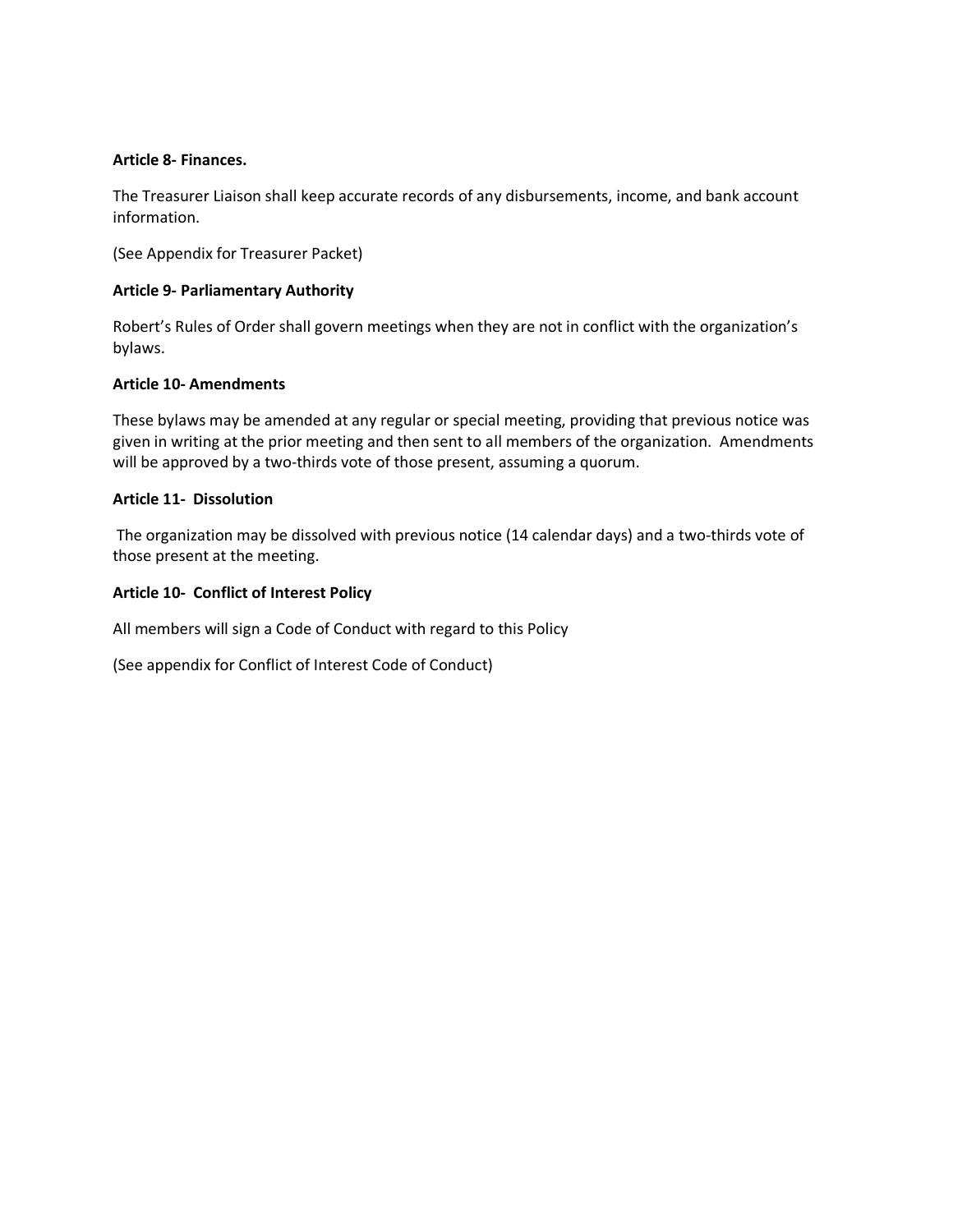**Article 8- Finances.**

The Treasurer Liaison shall keep accurate records of any disbursements, income, and bank account information.

(See Appendix for Treasurer Packet)

**Article 9- Parliamentary Authority**

Robert's Rules of Order shall govern meetings when they are not in conflict with the organization's bylaws.

**Article 10- Amendments**

These bylaws may be amended at any regular or special meeting, providing that previous notice was given in writing at the prior meeting and then sent to all members of the organization. Amendments will be approved by a two-thirds vote of those present, assuming a quorum.

**Article 11- Dissolution**

The organization may be dissolved with previous notice (14 calendar days) and a two-thirds vote of those present at the meeting.

**Article 10- Conflict of Interest Policy**

All members will sign a Code of Conduct with regard to this Policy

(See appendix for Conflict of Interest Code of Conduct)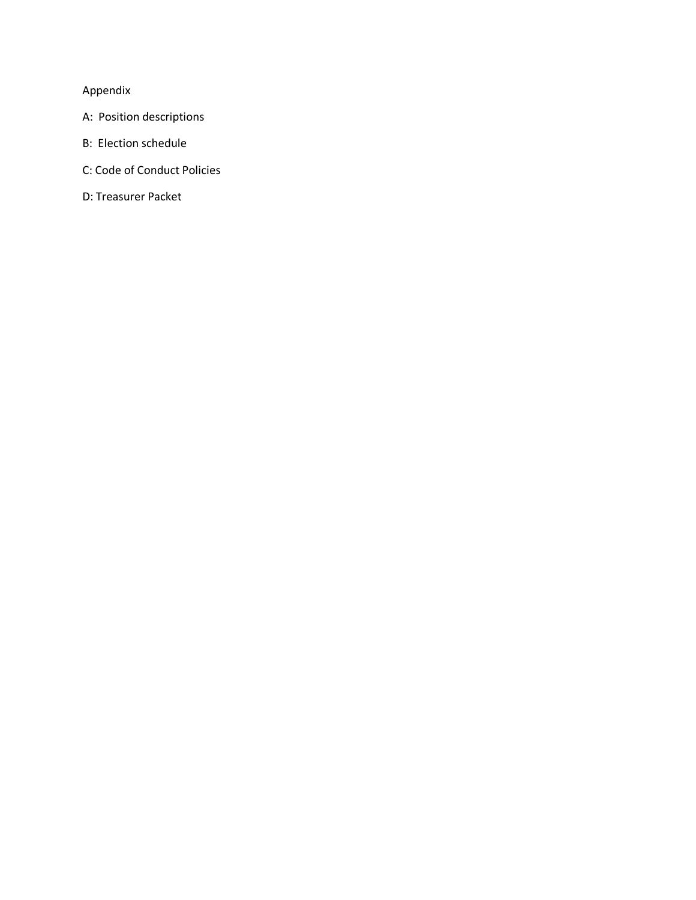Appendix

A:  Position descriptions

B:  Election schedule

C: Code of Conduct Policies

D: Treasurer Packet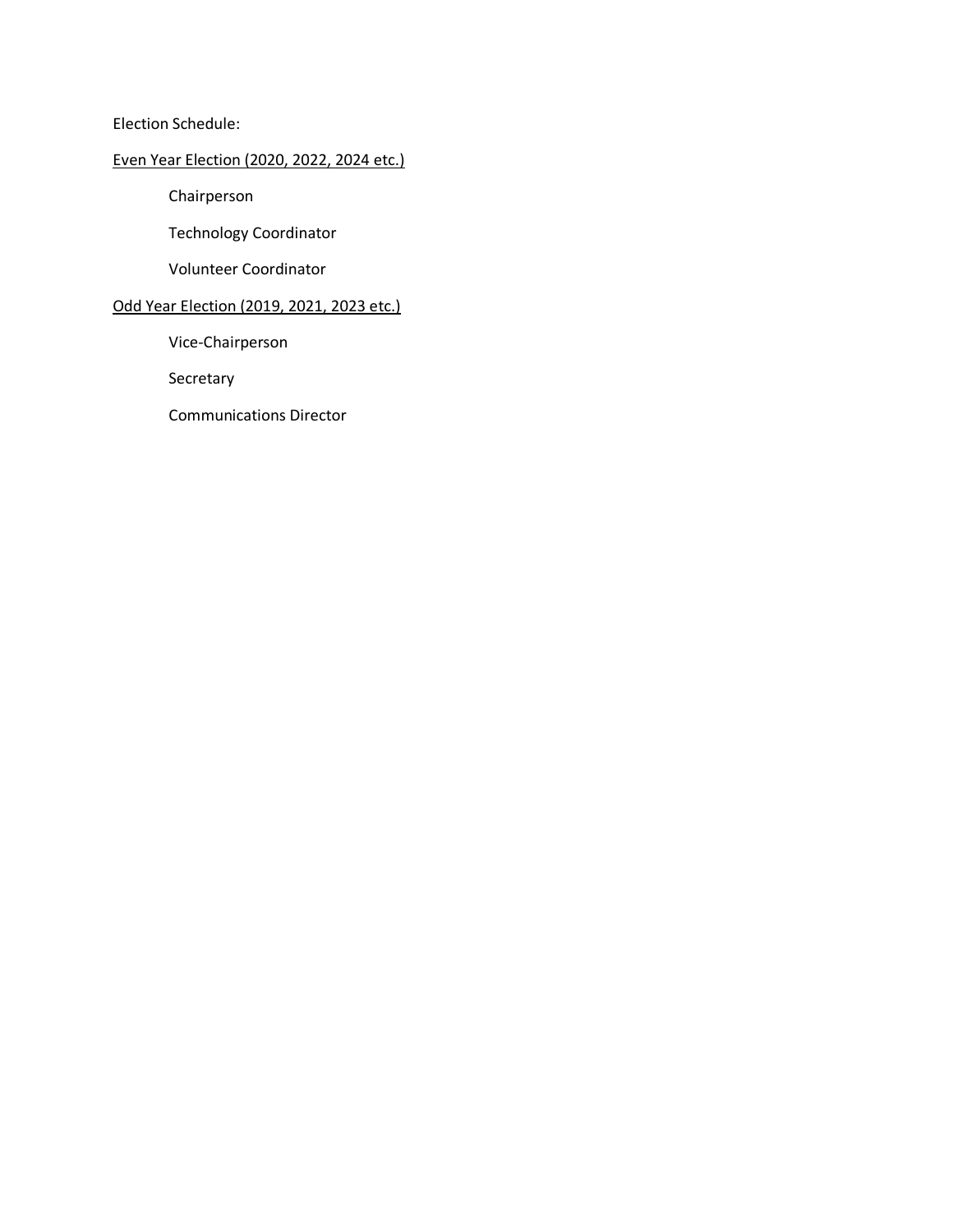Election Schedule:

<u>Even Year Election (2020, 2022, 2024 etc.)</u>

Chairperson

Technology Coordinator

Volunteer Coordinator

<u>Odd Year Election (2019, 2021, 2023 etc.)</u>

Vice-Chairperson

Secretary

Communications Director